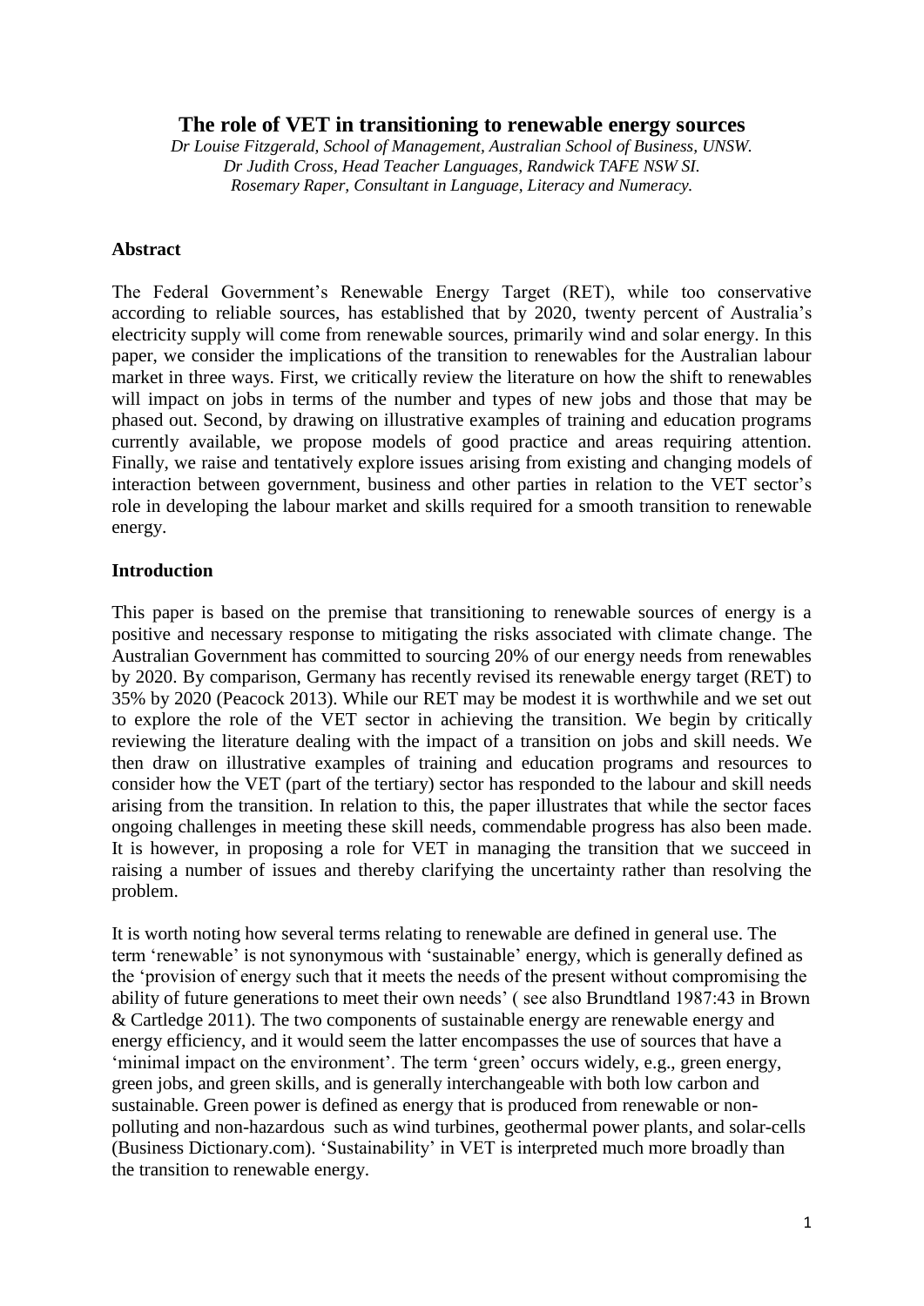# The role of VET in transitioning to renewable energy sources

*Dr Louise Fitzgerald, School of Management, Australian School of Business, UNSW.*
*Dr Judith Cross, Head Teacher Languages, Randwick TAFE NSW SI.*
*Rosemary Raper, Consultant in Language, Literacy and Numeracy.*

## Abstract

The Federal Government's Renewable Energy Target (RET), while too conservative according to reliable sources, has established that by 2020, twenty percent of Australia's electricity supply will come from renewable sources, primarily wind and solar energy. In this paper, we consider the implications of the transition to renewables for the Australian labour market in three ways. First, we critically review the literature on how the shift to renewables will impact on jobs in terms of the number and types of new jobs and those that may be phased out. Second, by drawing on illustrative examples of training and education programs currently available, we propose models of good practice and areas requiring attention. Finally, we raise and tentatively explore issues arising from existing and changing models of interaction between government, business and other parties in relation to the VET sector's role in developing the labour market and skills required for a smooth transition to renewable energy.

## Introduction

This paper is based on the premise that transitioning to renewable sources of energy is a positive and necessary response to mitigating the risks associated with climate change. The Australian Government has committed to sourcing 20% of our energy needs from renewables by 2020. By comparison, Germany has recently revised its renewable energy target (RET) to 35% by 2020 (Peacock 2013). While our RET may be modest it is worthwhile and we set out to explore the role of the VET sector in achieving the transition. We begin by critically reviewing the literature dealing with the impact of a transition on jobs and skill needs. We then draw on illustrative examples of training and education programs and resources to consider how the VET (part of the tertiary) sector has responded to the labour and skill needs arising from the transition. In relation to this, the paper illustrates that while the sector faces ongoing challenges in meeting these skill needs, commendable progress has also been made. It is however, in proposing a role for VET in managing the transition that we succeed in raising a number of issues and thereby clarifying the uncertainty rather than resolving the problem.

It is worth noting how several terms relating to renewable are defined in general use. The term 'renewable' is not synonymous with 'sustainable' energy, which is generally defined as the 'provision of energy such that it meets the needs of the present without compromising the ability of future generations to meet their own needs' ( see also Brundtland 1987:43 in Brown & Cartledge 2011). The two components of sustainable energy are renewable energy and energy efficiency, and it would seem the latter encompasses the use of sources that have a 'minimal impact on the environment'. The term 'green' occurs widely, e.g., green energy, green jobs, and green skills, and is generally interchangeable with both low carbon and sustainable. Green power is defined as energy that is produced from renewable or non-polluting and non-hazardous such as wind turbines, geothermal power plants, and solar-cells (Business Dictionary.com). 'Sustainability' in VET is interpreted much more broadly than the transition to renewable energy.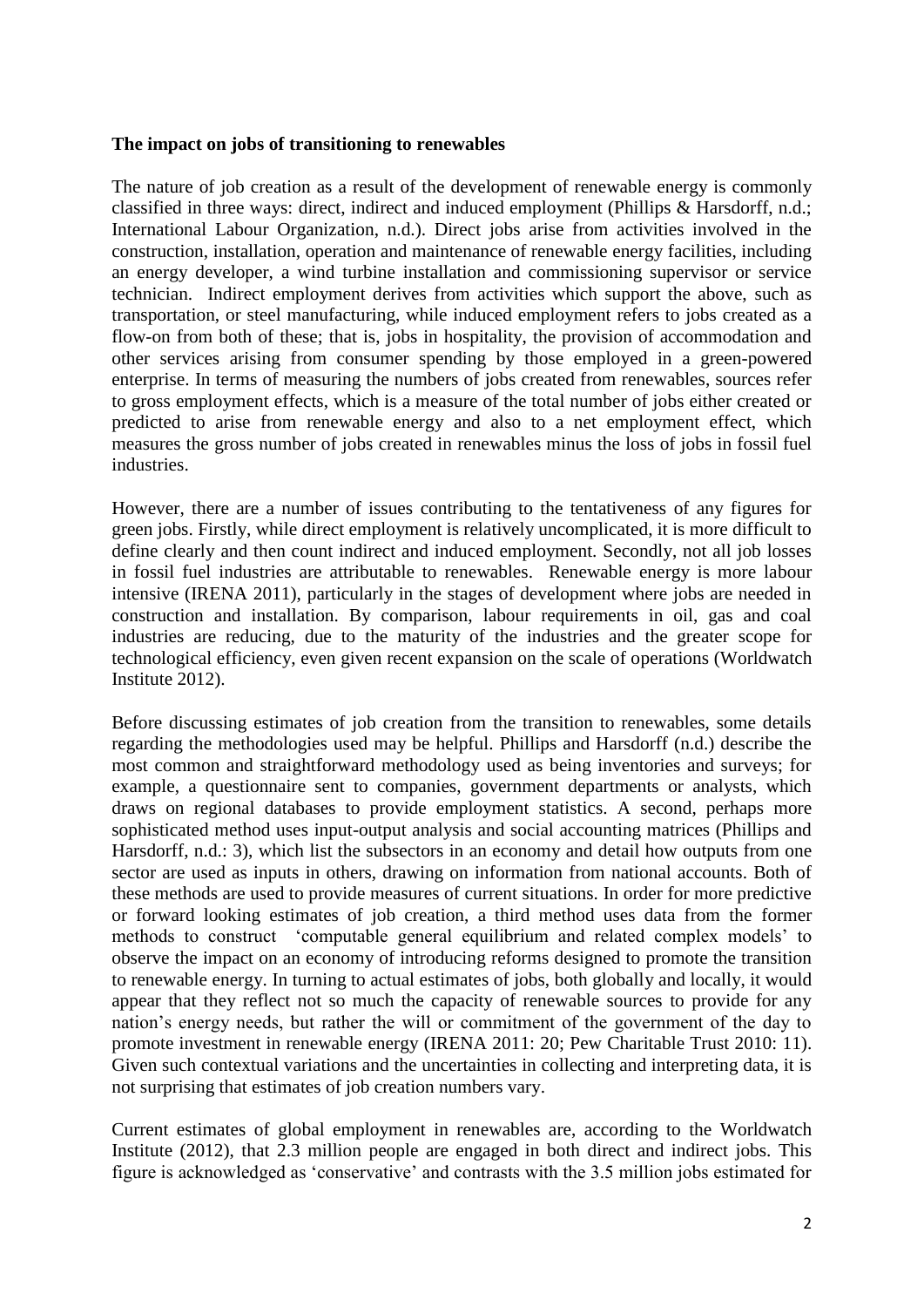**The impact on jobs of transitioning to renewables**

The nature of job creation as a result of the development of renewable energy is commonly classified in three ways: direct, indirect and induced employment (Phillips & Harsdorff, n.d.; International Labour Organization, n.d.). Direct jobs arise from activities involved in the construction, installation, operation and maintenance of renewable energy facilities, including an energy developer, a wind turbine installation and commissioning supervisor or service technician. Indirect employment derives from activities which support the above, such as transportation, or steel manufacturing, while induced employment refers to jobs created as a flow-on from both of these; that is, jobs in hospitality, the provision of accommodation and other services arising from consumer spending by those employed in a green-powered enterprise. In terms of measuring the numbers of jobs created from renewables, sources refer to gross employment effects, which is a measure of the total number of jobs either created or predicted to arise from renewable energy and also to a net employment effect, which measures the gross number of jobs created in renewables minus the loss of jobs in fossil fuel industries.

However, there are a number of issues contributing to the tentativeness of any figures for green jobs. Firstly, while direct employment is relatively uncomplicated, it is more difficult to define clearly and then count indirect and induced employment. Secondly, not all job losses in fossil fuel industries are attributable to renewables. Renewable energy is more labour intensive (IRENA 2011), particularly in the stages of development where jobs are needed in construction and installation. By comparison, labour requirements in oil, gas and coal industries are reducing, due to the maturity of the industries and the greater scope for technological efficiency, even given recent expansion on the scale of operations (Worldwatch Institute 2012).

Before discussing estimates of job creation from the transition to renewables, some details regarding the methodologies used may be helpful. Phillips and Harsdorff (n.d.) describe the most common and straightforward methodology used as being inventories and surveys; for example, a questionnaire sent to companies, government departments or analysts, which draws on regional databases to provide employment statistics. A second, perhaps more sophisticated method uses input-output analysis and social accounting matrices (Phillips and Harsdorff, n.d.: 3), which list the subsectors in an economy and detail how outputs from one sector are used as inputs in others, drawing on information from national accounts. Both of these methods are used to provide measures of current situations. In order for more predictive or forward looking estimates of job creation, a third method uses data from the former methods to construct 'computable general equilibrium and related complex models' to observe the impact on an economy of introducing reforms designed to promote the transition to renewable energy. In turning to actual estimates of jobs, both globally and locally, it would appear that they reflect not so much the capacity of renewable sources to provide for any nation's energy needs, but rather the will or commitment of the government of the day to promote investment in renewable energy (IRENA 2011: 20; Pew Charitable Trust 2010: 11). Given such contextual variations and the uncertainties in collecting and interpreting data, it is not surprising that estimates of job creation numbers vary.

Current estimates of global employment in renewables are, according to the Worldwatch Institute (2012), that 2.3 million people are engaged in both direct and indirect jobs. This figure is acknowledged as 'conservative' and contrasts with the 3.5 million jobs estimated for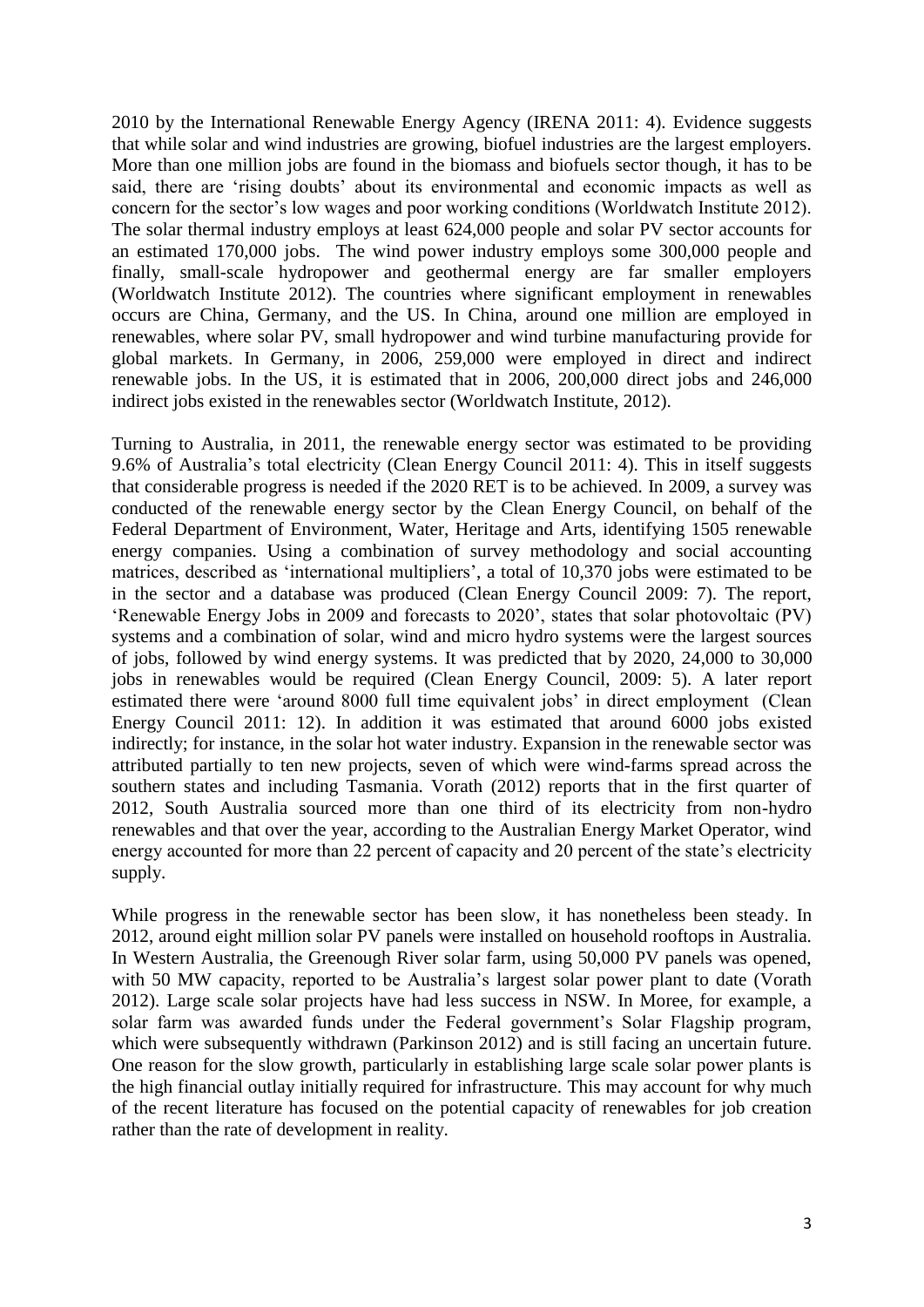2010 by the International Renewable Energy Agency (IRENA 2011: 4). Evidence suggests that while solar and wind industries are growing, biofuel industries are the largest employers. More than one million jobs are found in the biomass and biofuels sector though, it has to be said, there are 'rising doubts' about its environmental and economic impacts as well as concern for the sector's low wages and poor working conditions (Worldwatch Institute 2012). The solar thermal industry employs at least 624,000 people and solar PV sector accounts for an estimated 170,000 jobs. The wind power industry employs some 300,000 people and finally, small-scale hydropower and geothermal energy are far smaller employers (Worldwatch Institute 2012). The countries where significant employment in renewables occurs are China, Germany, and the US. In China, around one million are employed in renewables, where solar PV, small hydropower and wind turbine manufacturing provide for global markets. In Germany, in 2006, 259,000 were employed in direct and indirect renewable jobs. In the US, it is estimated that in 2006, 200,000 direct jobs and 246,000 indirect jobs existed in the renewables sector (Worldwatch Institute, 2012).

Turning to Australia, in 2011, the renewable energy sector was estimated to be providing 9.6% of Australia's total electricity (Clean Energy Council 2011: 4). This in itself suggests that considerable progress is needed if the 2020 RET is to be achieved. In 2009, a survey was conducted of the renewable energy sector by the Clean Energy Council, on behalf of the Federal Department of Environment, Water, Heritage and Arts, identifying 1505 renewable energy companies. Using a combination of survey methodology and social accounting matrices, described as 'international multipliers', a total of 10,370 jobs were estimated to be in the sector and a database was produced (Clean Energy Council 2009: 7). The report, 'Renewable Energy Jobs in 2009 and forecasts to 2020', states that solar photovoltaic (PV) systems and a combination of solar, wind and micro hydro systems were the largest sources of jobs, followed by wind energy systems. It was predicted that by 2020, 24,000 to 30,000 jobs in renewables would be required (Clean Energy Council, 2009: 5). A later report estimated there were 'around 8000 full time equivalent jobs' in direct employment (Clean Energy Council 2011: 12). In addition it was estimated that around 6000 jobs existed indirectly; for instance, in the solar hot water industry. Expansion in the renewable sector was attributed partially to ten new projects, seven of which were wind-farms spread across the southern states and including Tasmania. Vorath (2012) reports that in the first quarter of 2012, South Australia sourced more than one third of its electricity from non-hydro renewables and that over the year, according to the Australian Energy Market Operator, wind energy accounted for more than 22 percent of capacity and 20 percent of the state's electricity supply.

While progress in the renewable sector has been slow, it has nonetheless been steady. In 2012, around eight million solar PV panels were installed on household rooftops in Australia. In Western Australia, the Greenough River solar farm, using 50,000 PV panels was opened, with 50 MW capacity, reported to be Australia's largest solar power plant to date (Vorath 2012). Large scale solar projects have had less success in NSW. In Moree, for example, a solar farm was awarded funds under the Federal government's Solar Flagship program, which were subsequently withdrawn (Parkinson 2012) and is still facing an uncertain future. One reason for the slow growth, particularly in establishing large scale solar power plants is the high financial outlay initially required for infrastructure. This may account for why much of the recent literature has focused on the potential capacity of renewables for job creation rather than the rate of development in reality.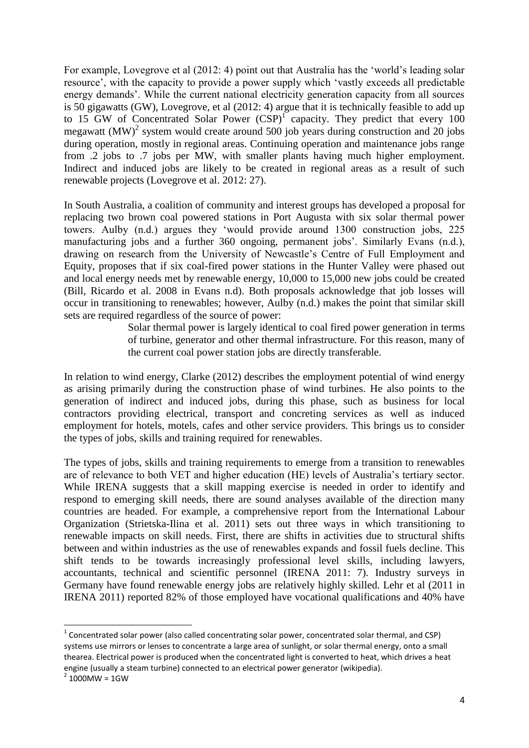For example, Lovegrove et al (2012: 4) point out that Australia has the 'world's leading solar resource', with the capacity to provide a power supply which 'vastly exceeds all predictable energy demands'. While the current national electricity generation capacity from all sources is 50 gigawatts (GW), Lovegrove, et al (2012: 4) argue that it is technically feasible to add up to 15 GW of Concentrated Solar Power (CSP)[1] capacity. They predict that every 100 megawatt (MW)[2] system would create around 500 job years during construction and 20 jobs during operation, mostly in regional areas. Continuing operation and maintenance jobs range from .2 jobs to .7 jobs per MW, with smaller plants having much higher employment. Indirect and induced jobs are likely to be created in regional areas as a result of such renewable projects (Lovegrove et al. 2012: 27).

In South Australia, a coalition of community and interest groups has developed a proposal for replacing two brown coal powered stations in Port Augusta with six solar thermal power towers. Aulby (n.d.) argues they 'would provide around 1300 construction jobs, 225 manufacturing jobs and a further 360 ongoing, permanent jobs'. Similarly Evans (n.d.), drawing on research from the University of Newcastle's Centre of Full Employment and Equity, proposes that if six coal-fired power stations in the Hunter Valley were phased out and local energy needs met by renewable energy, 10,000 to 15,000 new jobs could be created (Bill, Ricardo et al. 2008 in Evans n.d). Both proposals acknowledge that job losses will occur in transitioning to renewables; however, Aulby (n.d.) makes the point that similar skill sets are required regardless of the source of power:

> Solar thermal power is largely identical to coal fired power generation in terms of turbine, generator and other thermal infrastructure. For this reason, many of the current coal power station jobs are directly transferable.

In relation to wind energy, Clarke (2012) describes the employment potential of wind energy as arising primarily during the construction phase of wind turbines. He also points to the generation of indirect and induced jobs, during this phase, such as business for local contractors providing electrical, transport and concreting services as well as induced employment for hotels, motels, cafes and other service providers. This brings us to consider the types of jobs, skills and training required for renewables.

The types of jobs, skills and training requirements to emerge from a transition to renewables are of relevance to both VET and higher education (HE) levels of Australia's tertiary sector. While IRENA suggests that a skill mapping exercise is needed in order to identify and respond to emerging skill needs, there are sound analyses available of the direction many countries are headed. For example, a comprehensive report from the International Labour Organization (Strietska-Ilina et al. 2011) sets out three ways in which transitioning to renewable impacts on skill needs. First, there are shifts in activities due to structural shifts between and within industries as the use of renewables expands and fossil fuels decline. This shift tends to be towards increasingly professional level skills, including lawyers, accountants, technical and scientific personnel (IRENA 2011: 7). Industry surveys in Germany have found renewable energy jobs are relatively highly skilled. Lehr et al (2011 in IRENA 2011) reported 82% of those employed have vocational qualifications and 40% have

---

[1] Concentrated solar power (also called concentrating solar power, concentrated solar thermal, and CSP) systems use mirrors or lenses to concentrate a large area of sunlight, or solar thermal energy, onto a small thearea. Electrical power is produced when the concentrated light is converted to heat, which drives a heat engine (usually a steam turbine) connected to an electrical power generator (wikipedia).

[2] 1000MW = 1GW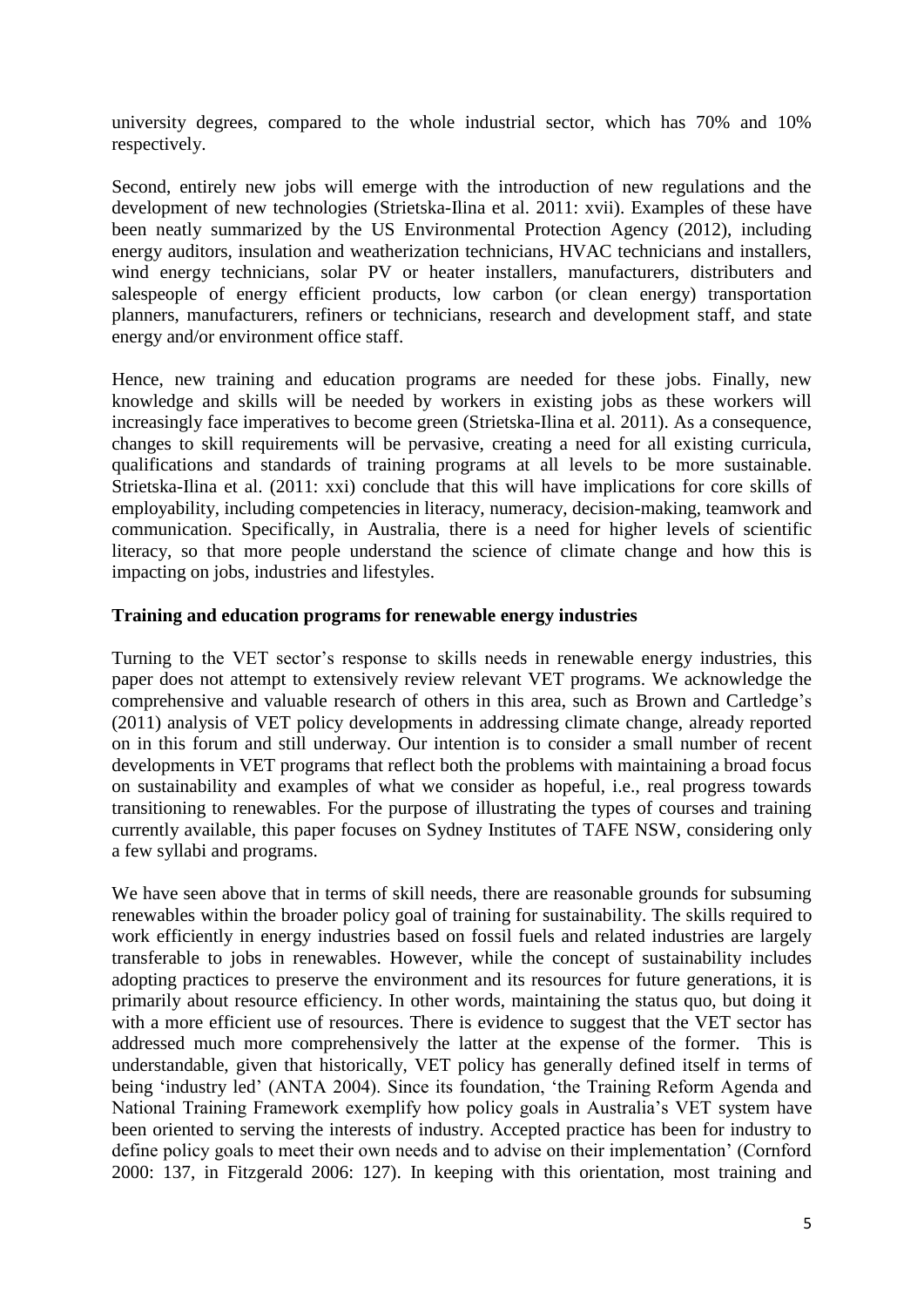university degrees, compared to the whole industrial sector, which has 70% and 10% respectively.

Second, entirely new jobs will emerge with the introduction of new regulations and the development of new technologies (Strietska-Ilina et al. 2011: xvii). Examples of these have been neatly summarized by the US Environmental Protection Agency (2012), including energy auditors, insulation and weatherization technicians, HVAC technicians and installers, wind energy technicians, solar PV or heater installers, manufacturers, distributers and salespeople of energy efficient products, low carbon (or clean energy) transportation planners, manufacturers, refiners or technicians, research and development staff, and state energy and/or environment office staff.

Hence, new training and education programs are needed for these jobs. Finally, new knowledge and skills will be needed by workers in existing jobs as these workers will increasingly face imperatives to become green (Strietska-Ilina et al. 2011). As a consequence, changes to skill requirements will be pervasive, creating a need for all existing curricula, qualifications and standards of training programs at all levels to be more sustainable. Strietska-Ilina et al. (2011: xxi) conclude that this will have implications for core skills of employability, including competencies in literacy, numeracy, decision-making, teamwork and communication. Specifically, in Australia, there is a need for higher levels of scientific literacy, so that more people understand the science of climate change and how this is impacting on jobs, industries and lifestyles.

**Training and education programs for renewable energy industries**

Turning to the VET sector's response to skills needs in renewable energy industries, this paper does not attempt to extensively review relevant VET programs. We acknowledge the comprehensive and valuable research of others in this area, such as Brown and Cartledge's (2011) analysis of VET policy developments in addressing climate change, already reported on in this forum and still underway. Our intention is to consider a small number of recent developments in VET programs that reflect both the problems with maintaining a broad focus on sustainability and examples of what we consider as hopeful, i.e., real progress towards transitioning to renewables. For the purpose of illustrating the types of courses and training currently available, this paper focuses on Sydney Institutes of TAFE NSW, considering only a few syllabi and programs.

We have seen above that in terms of skill needs, there are reasonable grounds for subsuming renewables within the broader policy goal of training for sustainability. The skills required to work efficiently in energy industries based on fossil fuels and related industries are largely transferable to jobs in renewables. However, while the concept of sustainability includes adopting practices to preserve the environment and its resources for future generations, it is primarily about resource efficiency. In other words, maintaining the status quo, but doing it with a more efficient use of resources. There is evidence to suggest that the VET sector has addressed much more comprehensively the latter at the expense of the former. This is understandable, given that historically, VET policy has generally defined itself in terms of being 'industry led' (ANTA 2004). Since its foundation, 'the Training Reform Agenda and National Training Framework exemplify how policy goals in Australia's VET system have been oriented to serving the interests of industry. Accepted practice has been for industry to define policy goals to meet their own needs and to advise on their implementation' (Cornford 2000: 137, in Fitzgerald 2006: 127). In keeping with this orientation, most training and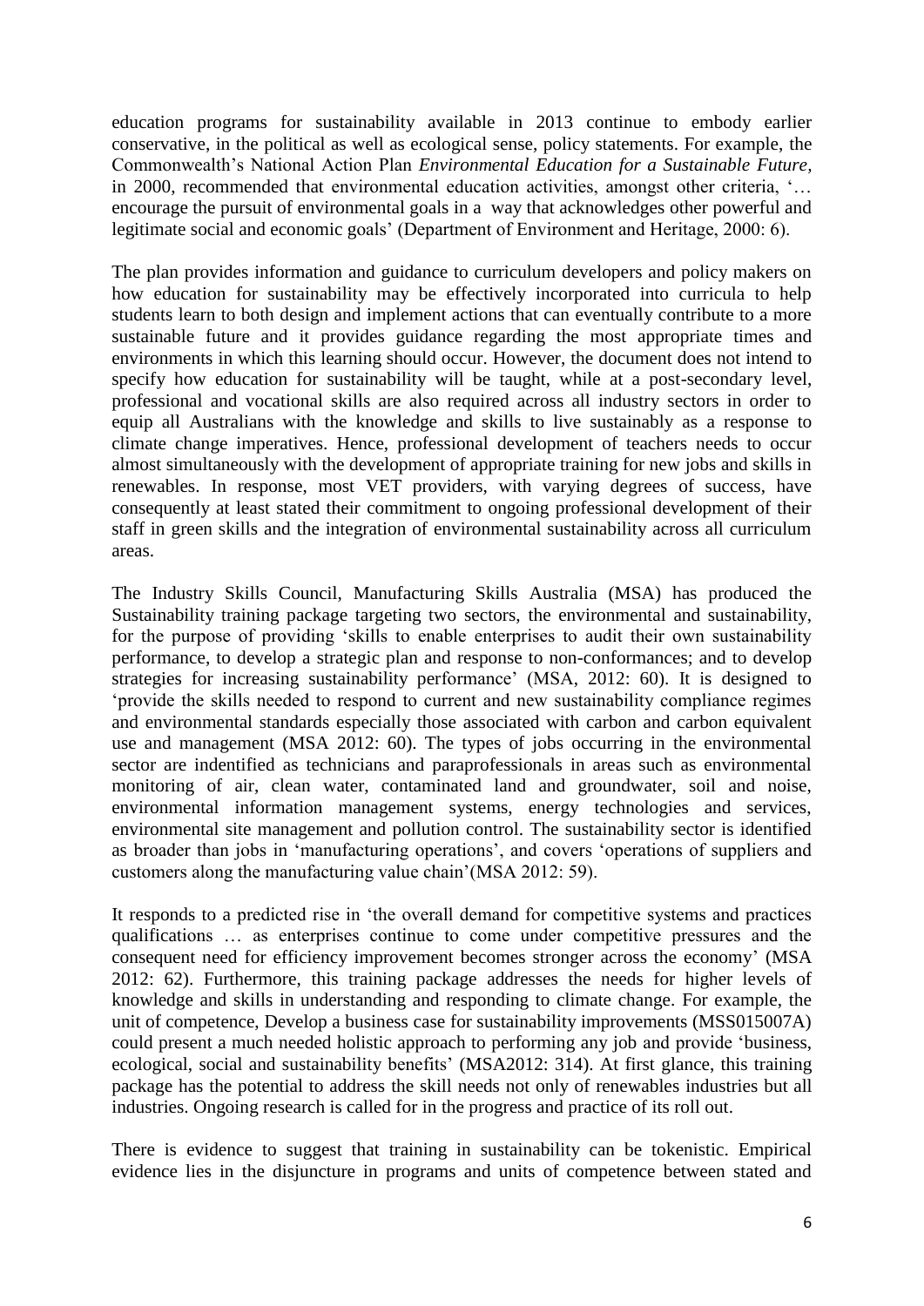education programs for sustainability available in 2013 continue to embody earlier conservative, in the political as well as ecological sense, policy statements. For example, the Commonwealth's National Action Plan *Environmental Education for a Sustainable Future,* in 2000, recommended that environmental education activities, amongst other criteria, '… encourage the pursuit of environmental goals in a way that acknowledges other powerful and legitimate social and economic goals' (Department of Environment and Heritage, 2000: 6).

The plan provides information and guidance to curriculum developers and policy makers on how education for sustainability may be effectively incorporated into curricula to help students learn to both design and implement actions that can eventually contribute to a more sustainable future and it provides guidance regarding the most appropriate times and environments in which this learning should occur. However, the document does not intend to specify how education for sustainability will be taught, while at a post-secondary level, professional and vocational skills are also required across all industry sectors in order to equip all Australians with the knowledge and skills to live sustainably as a response to climate change imperatives. Hence, professional development of teachers needs to occur almost simultaneously with the development of appropriate training for new jobs and skills in renewables. In response, most VET providers, with varying degrees of success, have consequently at least stated their commitment to ongoing professional development of their staff in green skills and the integration of environmental sustainability across all curriculum areas.

The Industry Skills Council, Manufacturing Skills Australia (MSA) has produced the Sustainability training package targeting two sectors, the environmental and sustainability, for the purpose of providing 'skills to enable enterprises to audit their own sustainability performance, to develop a strategic plan and response to non-conformances; and to develop strategies for increasing sustainability performance' (MSA, 2012: 60). It is designed to 'provide the skills needed to respond to current and new sustainability compliance regimes and environmental standards especially those associated with carbon and carbon equivalent use and management (MSA 2012: 60). The types of jobs occurring in the environmental sector are indentified as technicians and paraprofessionals in areas such as environmental monitoring of air, clean water, contaminated land and groundwater, soil and noise, environmental information management systems, energy technologies and services, environmental site management and pollution control. The sustainability sector is identified as broader than jobs in 'manufacturing operations', and covers 'operations of suppliers and customers along the manufacturing value chain'(MSA 2012: 59).

It responds to a predicted rise in 'the overall demand for competitive systems and practices qualifications … as enterprises continue to come under competitive pressures and the consequent need for efficiency improvement becomes stronger across the economy' (MSA 2012: 62). Furthermore, this training package addresses the needs for higher levels of knowledge and skills in understanding and responding to climate change. For example, the unit of competence, Develop a business case for sustainability improvements (MSS015007A) could present a much needed holistic approach to performing any job and provide 'business, ecological, social and sustainability benefits' (MSA2012: 314). At first glance, this training package has the potential to address the skill needs not only of renewables industries but all industries. Ongoing research is called for in the progress and practice of its roll out.

There is evidence to suggest that training in sustainability can be tokenistic. Empirical evidence lies in the disjuncture in programs and units of competence between stated and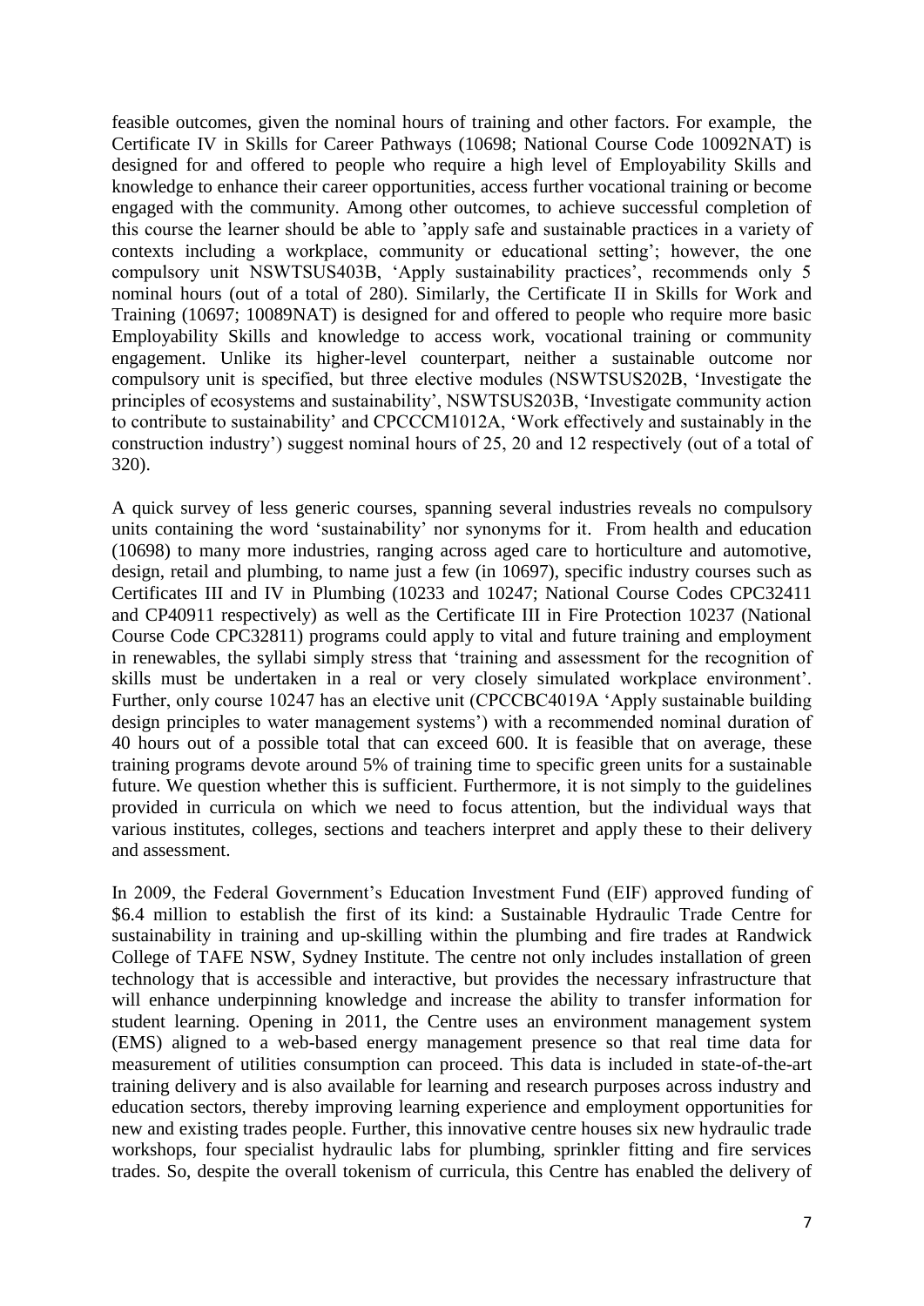feasible outcomes, given the nominal hours of training and other factors. For example, the Certificate IV in Skills for Career Pathways (10698; National Course Code 10092NAT) is designed for and offered to people who require a high level of Employability Skills and knowledge to enhance their career opportunities, access further vocational training or become engaged with the community. Among other outcomes, to achieve successful completion of this course the learner should be able to 'apply safe and sustainable practices in a variety of contexts including a workplace, community or educational setting'; however, the one compulsory unit NSWTSUS403B, 'Apply sustainability practices', recommends only 5 nominal hours (out of a total of 280). Similarly, the Certificate II in Skills for Work and Training (10697; 10089NAT) is designed for and offered to people who require more basic Employability Skills and knowledge to access work, vocational training or community engagement. Unlike its higher-level counterpart, neither a sustainable outcome nor compulsory unit is specified, but three elective modules (NSWTSUS202B, 'Investigate the principles of ecosystems and sustainability', NSWTSUS203B, 'Investigate community action to contribute to sustainability' and CPCCCM1012A, 'Work effectively and sustainably in the construction industry') suggest nominal hours of 25, 20 and 12 respectively (out of a total of 320).

A quick survey of less generic courses, spanning several industries reveals no compulsory units containing the word 'sustainability' nor synonyms for it. From health and education (10698) to many more industries, ranging across aged care to horticulture and automotive, design, retail and plumbing, to name just a few (in 10697), specific industry courses such as Certificates III and IV in Plumbing (10233 and 10247; National Course Codes CPC32411 and CP40911 respectively) as well as the Certificate III in Fire Protection 10237 (National Course Code CPC32811) programs could apply to vital and future training and employment in renewables, the syllabi simply stress that 'training and assessment for the recognition of skills must be undertaken in a real or very closely simulated workplace environment'. Further, only course 10247 has an elective unit (CPCCBC4019A 'Apply sustainable building design principles to water management systems') with a recommended nominal duration of 40 hours out of a possible total that can exceed 600. It is feasible that on average, these training programs devote around 5% of training time to specific green units for a sustainable future. We question whether this is sufficient. Furthermore, it is not simply to the guidelines provided in curricula on which we need to focus attention, but the individual ways that various institutes, colleges, sections and teachers interpret and apply these to their delivery and assessment.

In 2009, the Federal Government's Education Investment Fund (EIF) approved funding of \$6.4 million to establish the first of its kind: a Sustainable Hydraulic Trade Centre for sustainability in training and up-skilling within the plumbing and fire trades at Randwick College of TAFE NSW, Sydney Institute. The centre not only includes installation of green technology that is accessible and interactive, but provides the necessary infrastructure that will enhance underpinning knowledge and increase the ability to transfer information for student learning. Opening in 2011, the Centre uses an environment management system (EMS) aligned to a web-based energy management presence so that real time data for measurement of utilities consumption can proceed. This data is included in state-of-the-art training delivery and is also available for learning and research purposes across industry and education sectors, thereby improving learning experience and employment opportunities for new and existing trades people. Further, this innovative centre houses six new hydraulic trade workshops, four specialist hydraulic labs for plumbing, sprinkler fitting and fire services trades. So, despite the overall tokenism of curricula, this Centre has enabled the delivery of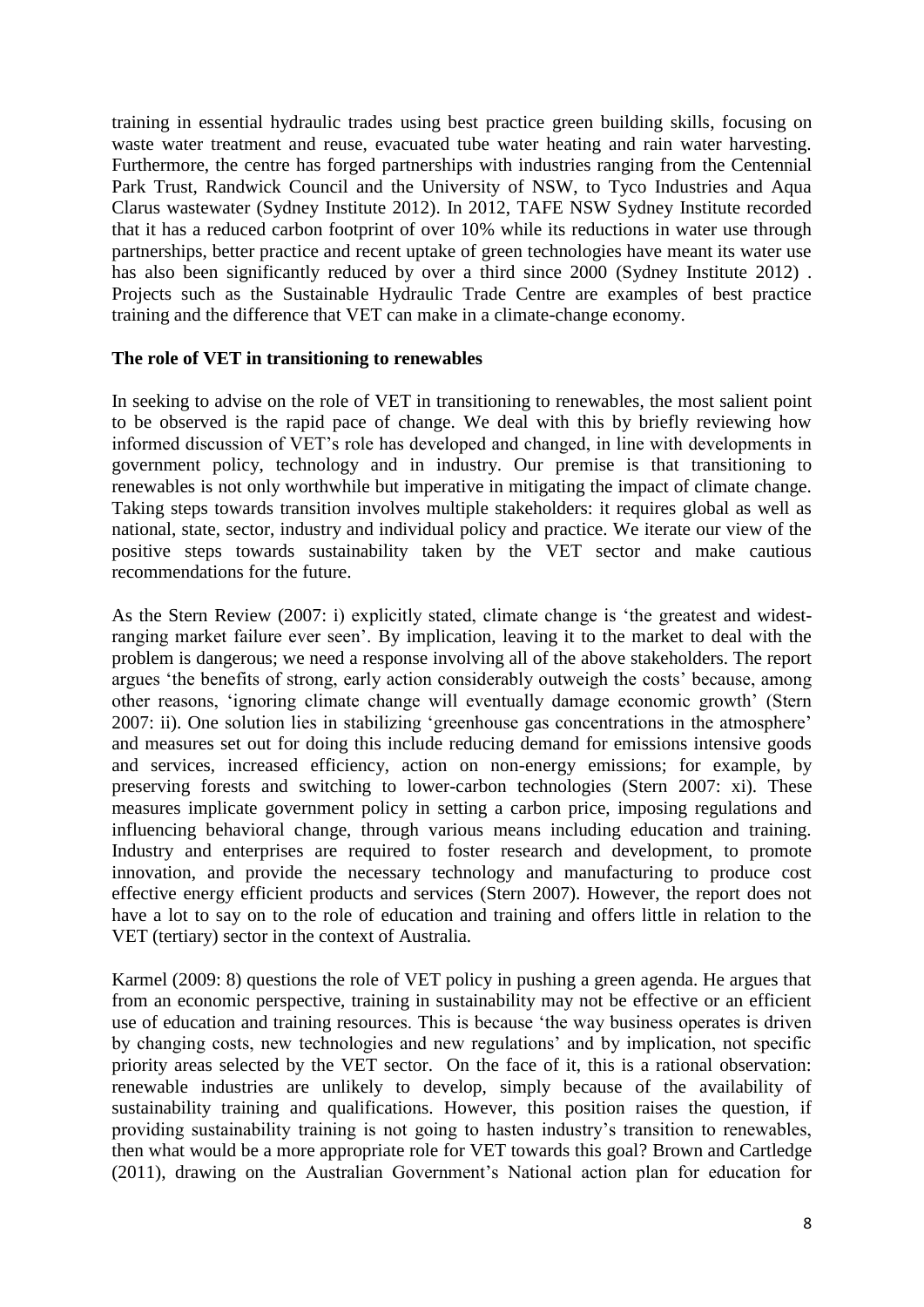training in essential hydraulic trades using best practice green building skills, focusing on waste water treatment and reuse, evacuated tube water heating and rain water harvesting. Furthermore, the centre has forged partnerships with industries ranging from the Centennial Park Trust, Randwick Council and the University of NSW, to Tyco Industries and Aqua Clarus wastewater (Sydney Institute 2012). In 2012, TAFE NSW Sydney Institute recorded that it has a reduced carbon footprint of over 10% while its reductions in water use through partnerships, better practice and recent uptake of green technologies have meant its water use has also been significantly reduced by over a third since 2000 (Sydney Institute 2012) . Projects such as the Sustainable Hydraulic Trade Centre are examples of best practice training and the difference that VET can make in a climate-change economy.

**The role of VET in transitioning to renewables**

In seeking to advise on the role of VET in transitioning to renewables, the most salient point to be observed is the rapid pace of change. We deal with this by briefly reviewing how informed discussion of VET's role has developed and changed, in line with developments in government policy, technology and in industry. Our premise is that transitioning to renewables is not only worthwhile but imperative in mitigating the impact of climate change. Taking steps towards transition involves multiple stakeholders: it requires global as well as national, state, sector, industry and individual policy and practice. We iterate our view of the positive steps towards sustainability taken by the VET sector and make cautious recommendations for the future.

As the Stern Review (2007: i) explicitly stated, climate change is 'the greatest and widest-ranging market failure ever seen'. By implication, leaving it to the market to deal with the problem is dangerous; we need a response involving all of the above stakeholders. The report argues 'the benefits of strong, early action considerably outweigh the costs' because, among other reasons, 'ignoring climate change will eventually damage economic growth' (Stern 2007: ii). One solution lies in stabilizing 'greenhouse gas concentrations in the atmosphere' and measures set out for doing this include reducing demand for emissions intensive goods and services, increased efficiency, action on non-energy emissions; for example, by preserving forests and switching to lower-carbon technologies (Stern 2007: xi). These measures implicate government policy in setting a carbon price, imposing regulations and influencing behavioral change, through various means including education and training. Industry and enterprises are required to foster research and development, to promote innovation, and provide the necessary technology and manufacturing to produce cost effective energy efficient products and services (Stern 2007). However, the report does not have a lot to say on to the role of education and training and offers little in relation to the VET (tertiary) sector in the context of Australia.

Karmel (2009: 8) questions the role of VET policy in pushing a green agenda. He argues that from an economic perspective, training in sustainability may not be effective or an efficient use of education and training resources. This is because 'the way business operates is driven by changing costs, new technologies and new regulations' and by implication, not specific priority areas selected by the VET sector. On the face of it, this is a rational observation: renewable industries are unlikely to develop, simply because of the availability of sustainability training and qualifications. However, this position raises the question, if providing sustainability training is not going to hasten industry's transition to renewables, then what would be a more appropriate role for VET towards this goal? Brown and Cartledge (2011), drawing on the Australian Government's National action plan for education for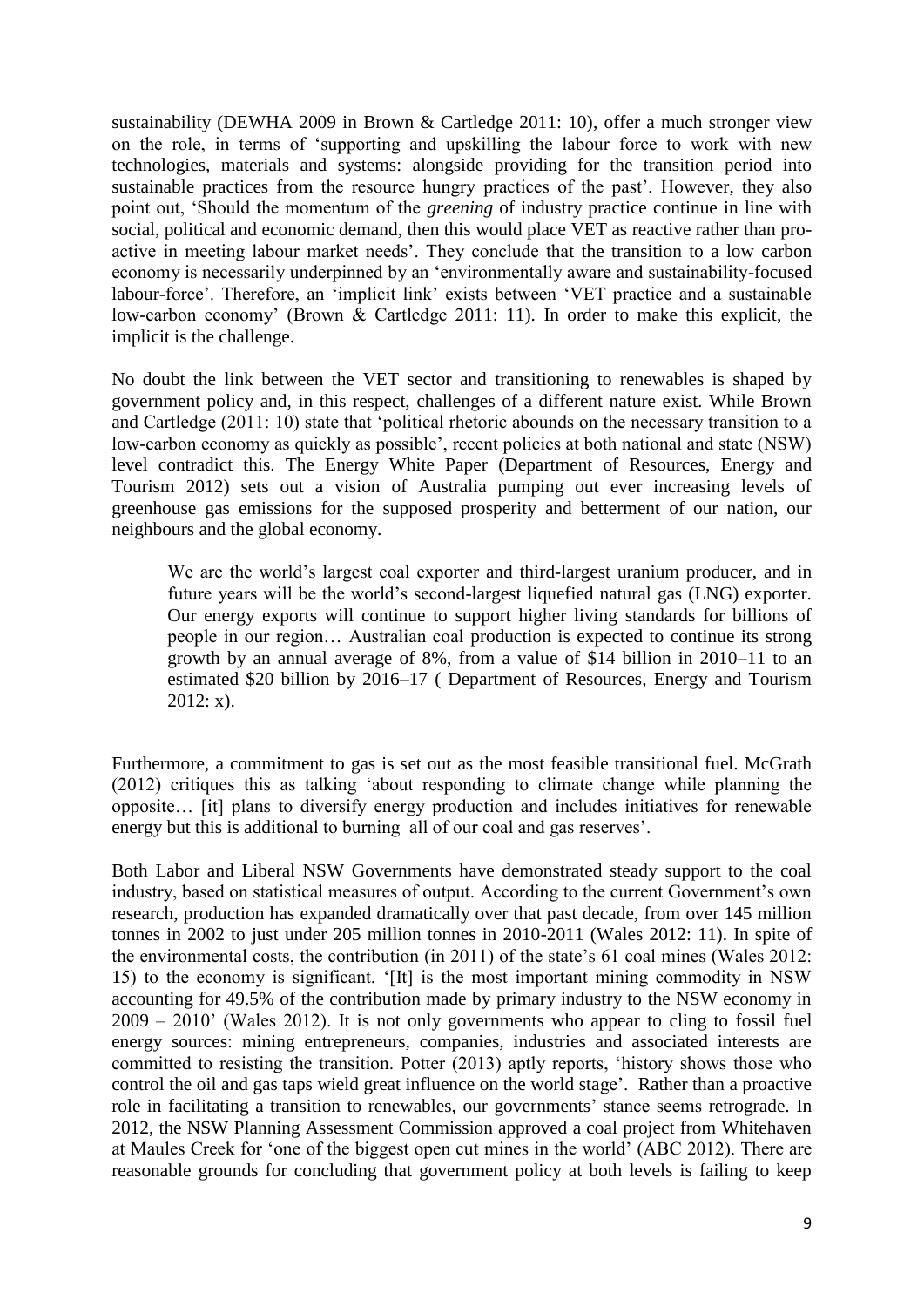sustainability (DEWHA 2009 in Brown & Cartledge 2011: 10), offer a much stronger view on the role, in terms of 'supporting and upskilling the labour force to work with new technologies, materials and systems: alongside providing for the transition period into sustainable practices from the resource hungry practices of the past'. However, they also point out, 'Should the momentum of the *greening* of industry practice continue in line with social, political and economic demand, then this would place VET as reactive rather than pro-active in meeting labour market needs'. They conclude that the transition to a low carbon economy is necessarily underpinned by an 'environmentally aware and sustainability-focused labour-force'. Therefore, an 'implicit link' exists between 'VET practice and a sustainable low-carbon economy' (Brown & Cartledge 2011: 11). In order to make this explicit, the implicit is the challenge.

No doubt the link between the VET sector and transitioning to renewables is shaped by government policy and, in this respect, challenges of a different nature exist. While Brown and Cartledge (2011: 10) state that 'political rhetoric abounds on the necessary transition to a low-carbon economy as quickly as possible', recent policies at both national and state (NSW) level contradict this. The Energy White Paper (Department of Resources, Energy and Tourism 2012) sets out a vision of Australia pumping out ever increasing levels of greenhouse gas emissions for the supposed prosperity and betterment of our nation, our neighbours and the global economy.

> We are the world's largest coal exporter and third-largest uranium producer, and in future years will be the world's second-largest liquefied natural gas (LNG) exporter. Our energy exports will continue to support higher living standards for billions of people in our region… Australian coal production is expected to continue its strong growth by an annual average of 8%, from a value of $14 billion in 2010–11 to an estimated $20 billion by 2016–17 ( Department of Resources, Energy and Tourism 2012: x).

Furthermore, a commitment to gas is set out as the most feasible transitional fuel. McGrath (2012) critiques this as talking 'about responding to climate change while planning the opposite… [it] plans to diversify energy production and includes initiatives for renewable energy but this is additional to burning all of our coal and gas reserves'.

Both Labor and Liberal NSW Governments have demonstrated steady support to the coal industry, based on statistical measures of output. According to the current Government's own research, production has expanded dramatically over that past decade, from over 145 million tonnes in 2002 to just under 205 million tonnes in 2010-2011 (Wales 2012: 11). In spite of the environmental costs, the contribution (in 2011) of the state's 61 coal mines (Wales 2012: 15) to the economy is significant. '[It] is the most important mining commodity in NSW accounting for 49.5% of the contribution made by primary industry to the NSW economy in 2009 – 2010' (Wales 2012). It is not only governments who appear to cling to fossil fuel energy sources: mining entrepreneurs, companies, industries and associated interests are committed to resisting the transition. Potter (2013) aptly reports, 'history shows those who control the oil and gas taps wield great influence on the world stage'. Rather than a proactive role in facilitating a transition to renewables, our governments' stance seems retrograde. In 2012, the NSW Planning Assessment Commission approved a coal project from Whitehaven at Maules Creek for 'one of the biggest open cut mines in the world' (ABC 2012). There are reasonable grounds for concluding that government policy at both levels is failing to keep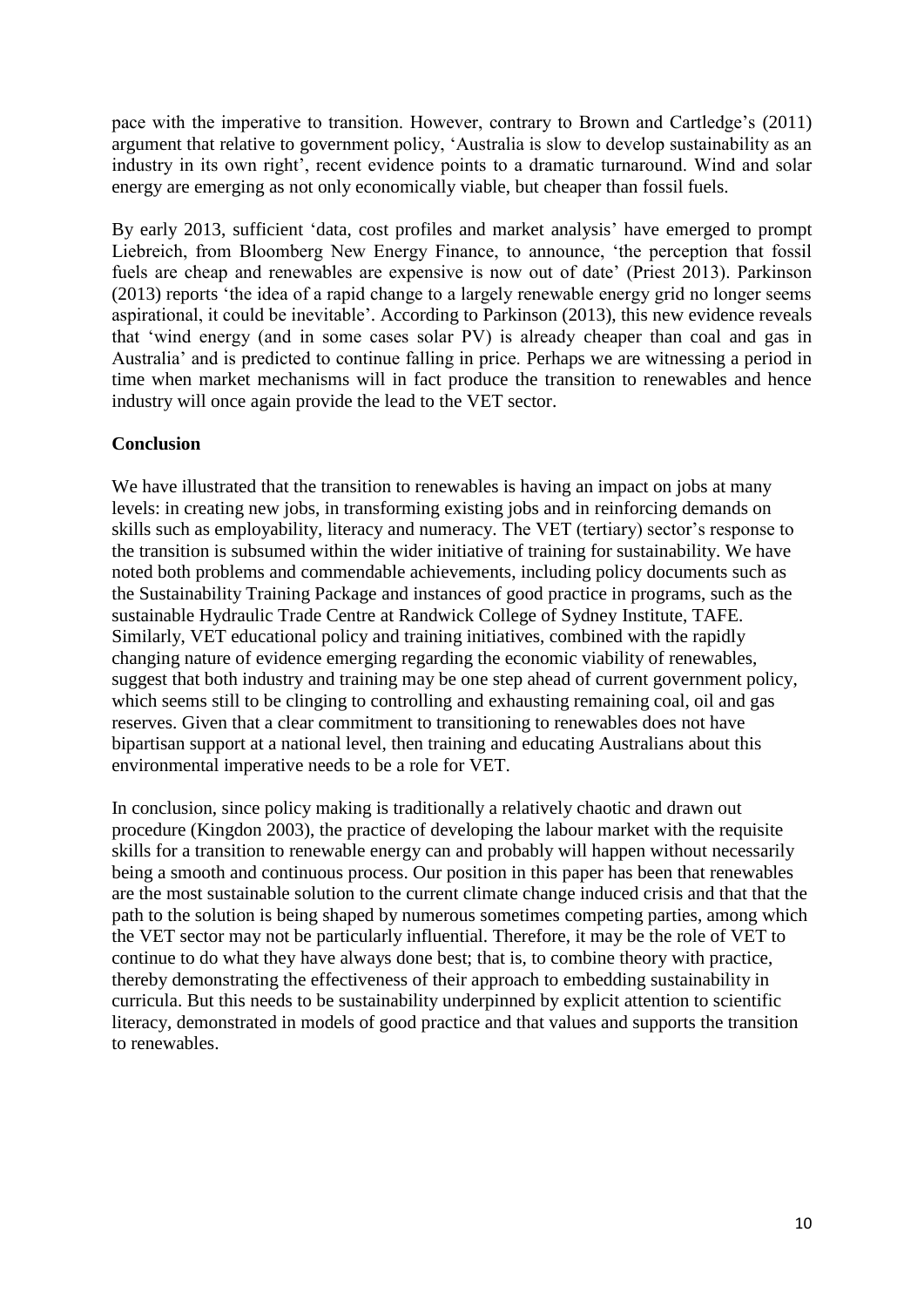pace with the imperative to transition. However, contrary to Brown and Cartledge's (2011) argument that relative to government policy, 'Australia is slow to develop sustainability as an industry in its own right', recent evidence points to a dramatic turnaround. Wind and solar energy are emerging as not only economically viable, but cheaper than fossil fuels.

By early 2013, sufficient 'data, cost profiles and market analysis' have emerged to prompt Liebreich, from Bloomberg New Energy Finance, to announce, 'the perception that fossil fuels are cheap and renewables are expensive is now out of date' (Priest 2013). Parkinson (2013) reports 'the idea of a rapid change to a largely renewable energy grid no longer seems aspirational, it could be inevitable'. According to Parkinson (2013), this new evidence reveals that 'wind energy (and in some cases solar PV) is already cheaper than coal and gas in Australia' and is predicted to continue falling in price. Perhaps we are witnessing a period in time when market mechanisms will in fact produce the transition to renewables and hence industry will once again provide the lead to the VET sector.

**Conclusion**

We have illustrated that the transition to renewables is having an impact on jobs at many levels: in creating new jobs, in transforming existing jobs and in reinforcing demands on skills such as employability, literacy and numeracy. The VET (tertiary) sector's response to the transition is subsumed within the wider initiative of training for sustainability. We have noted both problems and commendable achievements, including policy documents such as the Sustainability Training Package and instances of good practice in programs, such as the sustainable Hydraulic Trade Centre at Randwick College of Sydney Institute, TAFE. Similarly, VET educational policy and training initiatives, combined with the rapidly changing nature of evidence emerging regarding the economic viability of renewables, suggest that both industry and training may be one step ahead of current government policy, which seems still to be clinging to controlling and exhausting remaining coal, oil and gas reserves. Given that a clear commitment to transitioning to renewables does not have bipartisan support at a national level, then training and educating Australians about this environmental imperative needs to be a role for VET.

In conclusion, since policy making is traditionally a relatively chaotic and drawn out procedure (Kingdon 2003), the practice of developing the labour market with the requisite skills for a transition to renewable energy can and probably will happen without necessarily being a smooth and continuous process. Our position in this paper has been that renewables are the most sustainable solution to the current climate change induced crisis and that that the path to the solution is being shaped by numerous sometimes competing parties, among which the VET sector may not be particularly influential. Therefore, it may be the role of VET to continue to do what they have always done best; that is, to combine theory with practice, thereby demonstrating the effectiveness of their approach to embedding sustainability in curricula. But this needs to be sustainability underpinned by explicit attention to scientific literacy, demonstrated in models of good practice and that values and supports the transition to renewables.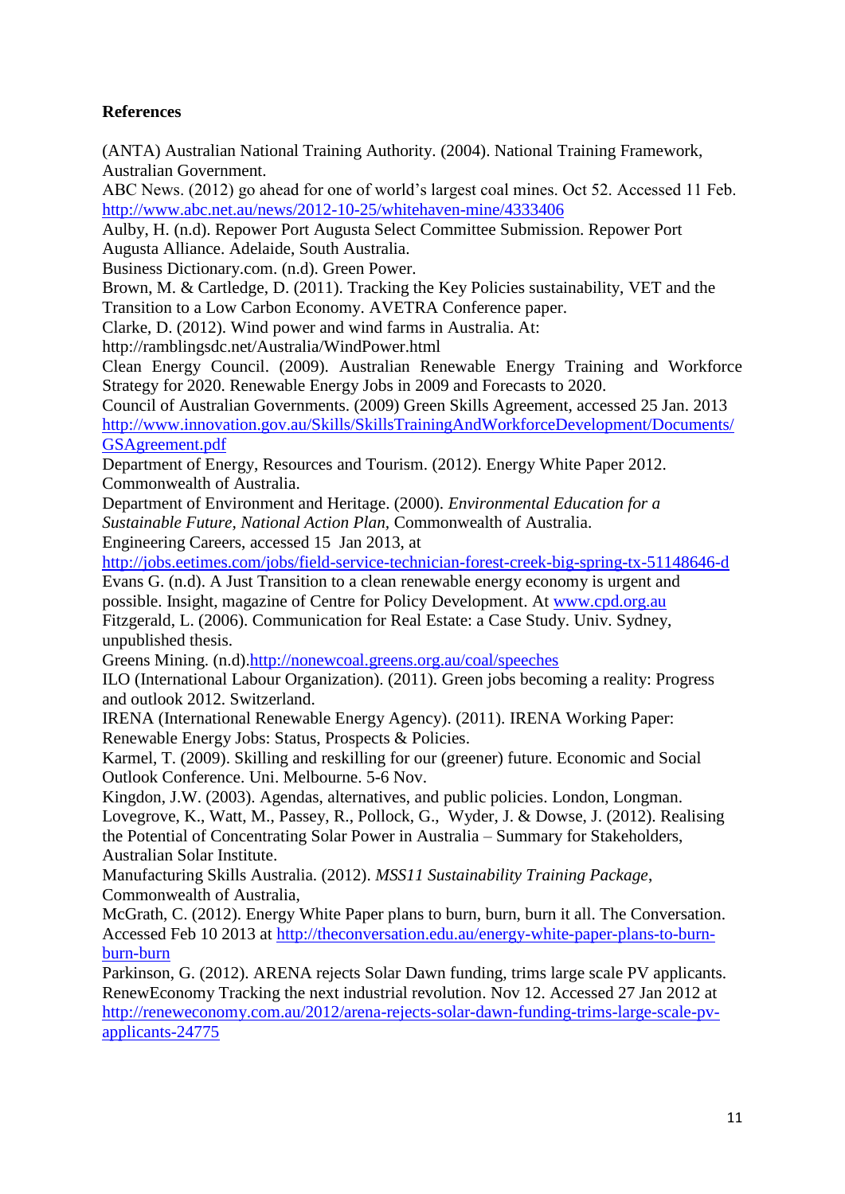**References**

(ANTA) Australian National Training Authority. (2004). National Training Framework, Australian Government.

ABC News. (2012) go ahead for one of world's largest coal mines. Oct 52. Accessed 11 Feb. http://www.abc.net.au/news/2012-10-25/whitehaven-mine/4333406

Aulby, H. (n.d). Repower Port Augusta Select Committee Submission. Repower Port Augusta Alliance. Adelaide, South Australia.

Business Dictionary.com. (n.d). Green Power.

Brown, M. & Cartledge, D. (2011). Tracking the Key Policies sustainability, VET and the Transition to a Low Carbon Economy. AVETRA Conference paper.

Clarke, D. (2012). Wind power and wind farms in Australia. At: http://ramblingsdc.net/Australia/WindPower.html

Clean Energy Council. (2009). Australian Renewable Energy Training and Workforce Strategy for 2020. Renewable Energy Jobs in 2009 and Forecasts to 2020.

Council of Australian Governments. (2009) Green Skills Agreement, accessed 25 Jan. 2013 http://www.innovation.gov.au/Skills/SkillsTrainingAndWorkforceDevelopment/Documents/GSAgreement.pdf

Department of Energy, Resources and Tourism. (2012). Energy White Paper 2012. Commonwealth of Australia.

Department of Environment and Heritage. (2000). *Environmental Education for a Sustainable Future, National Action Plan,* Commonwealth of Australia.

Engineering Careers, accessed 15 Jan 2013, at http://jobs.eetimes.com/jobs/field-service-technician-forest-creek-big-spring-tx-51148646-d

Evans G. (n.d). A Just Transition to a clean renewable energy economy is urgent and possible. Insight, magazine of Centre for Policy Development. At www.cpd.org.au

Fitzgerald, L. (2006). Communication for Real Estate: a Case Study. Univ. Sydney, unpublished thesis.

Greens Mining. (n.d).http://nonewcoal.greens.org.au/coal/speeches

ILO (International Labour Organization). (2011). Green jobs becoming a reality: Progress and outlook 2012. Switzerland.

IRENA (International Renewable Energy Agency). (2011). IRENA Working Paper: Renewable Energy Jobs: Status, Prospects & Policies.

Karmel, T. (2009). Skilling and reskilling for our (greener) future. Economic and Social Outlook Conference. Uni. Melbourne. 5-6 Nov.

Kingdon, J.W. (2003). Agendas, alternatives, and public policies. London, Longman.

Lovegrove, K., Watt, M., Passey, R., Pollock, G., Wyder, J. & Dowse, J. (2012). Realising the Potential of Concentrating Solar Power in Australia – Summary for Stakeholders, Australian Solar Institute.

Manufacturing Skills Australia. (2012). *MSS11 Sustainability Training Package*, Commonwealth of Australia,

McGrath, C. (2012). Energy White Paper plans to burn, burn, burn it all. The Conversation. Accessed Feb 10 2013 at http://theconversation.edu.au/energy-white-paper-plans-to-burn-burn-burn

Parkinson, G. (2012). ARENA rejects Solar Dawn funding, trims large scale PV applicants. RenewEconomy Tracking the next industrial revolution. Nov 12. Accessed 27 Jan 2012 at http://reneweconomy.com.au/2012/arena-rejects-solar-dawn-funding-trims-large-scale-pv-applicants-24775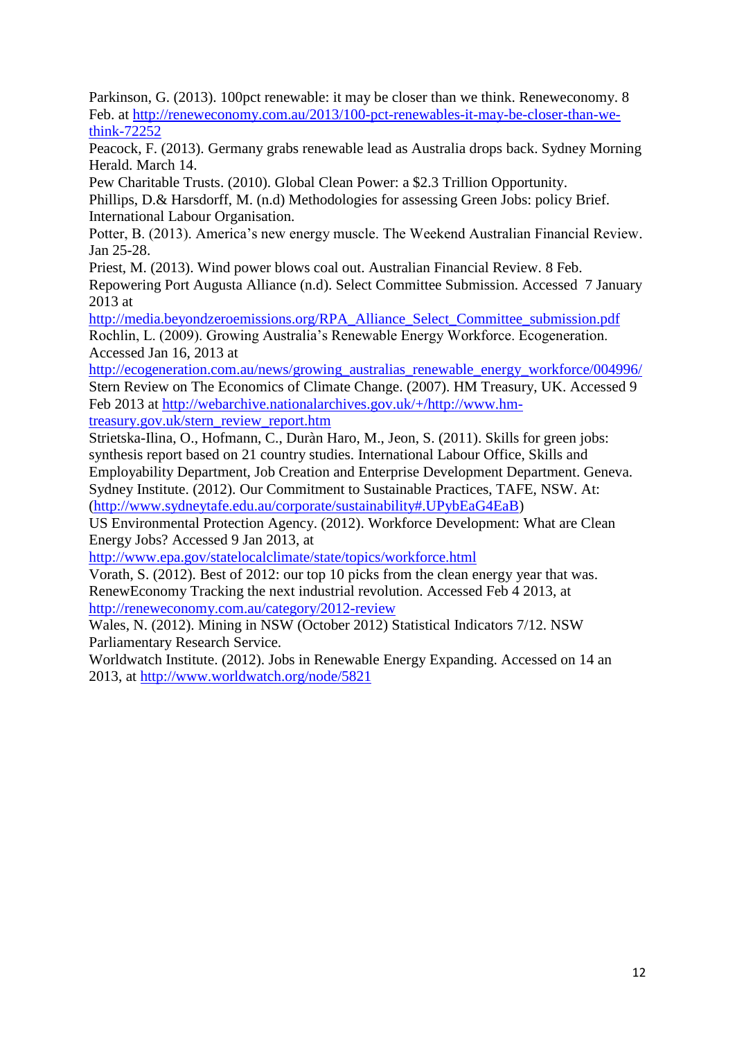Parkinson, G. (2013). 100pct renewable: it may be closer than we think. Reneweconomy. 8 Feb. at http://reneweconomy.com.au/2013/100-pct-renewables-it-may-be-closer-than-we-think-72252

Peacock, F. (2013). Germany grabs renewable lead as Australia drops back. Sydney Morning Herald. March 14.

Pew Charitable Trusts. (2010). Global Clean Power: a $2.3 Trillion Opportunity.

Phillips, D.& Harsdorff, M. (n.d) Methodologies for assessing Green Jobs: policy Brief. International Labour Organisation.

Potter, B. (2013). America's new energy muscle. The Weekend Australian Financial Review. Jan 25-28.

Priest, M. (2013). Wind power blows coal out. Australian Financial Review. 8 Feb.

Repowering Port Augusta Alliance (n.d). Select Committee Submission. Accessed 7 January 2013 at http://media.beyondzeroemissions.org/RPA_Alliance_Select_Committee_submission.pdf

Rochlin, L. (2009). Growing Australia's Renewable Energy Workforce. Ecogeneration. Accessed Jan 16, 2013 at http://ecogeneration.com.au/news/growing_australias_renewable_energy_workforce/004996/

Stern Review on The Economics of Climate Change. (2007). HM Treasury, UK. Accessed 9 Feb 2013 at http://webarchive.nationalarchives.gov.uk/+/http://www.hm-treasury.gov.uk/stern_review_report.htm

Strietska-Ilina, O., Hofmann, C., Duràn Haro, M., Jeon, S. (2011). Skills for green jobs: synthesis report based on 21 country studies. International Labour Office, Skills and Employability Department, Job Creation and Enterprise Development Department. Geneva.

Sydney Institute. (2012). Our Commitment to Sustainable Practices, TAFE, NSW. At: (http://www.sydneytafe.edu.au/corporate/sustainability#.UPybEaG4EaB)

US Environmental Protection Agency. (2012). Workforce Development: What are Clean Energy Jobs? Accessed 9 Jan 2013, at http://www.epa.gov/statelocalclimate/state/topics/workforce.html

Vorath, S. (2012). Best of 2012: our top 10 picks from the clean energy year that was. RenewEconomy Tracking the next industrial revolution. Accessed Feb 4 2013, at http://reneweconomy.com.au/category/2012-review

Wales, N. (2012). Mining in NSW (October 2012) Statistical Indicators 7/12. NSW Parliamentary Research Service.

Worldwatch Institute. (2012). Jobs in Renewable Energy Expanding. Accessed on 14 an 2013, at http://www.worldwatch.org/node/5821